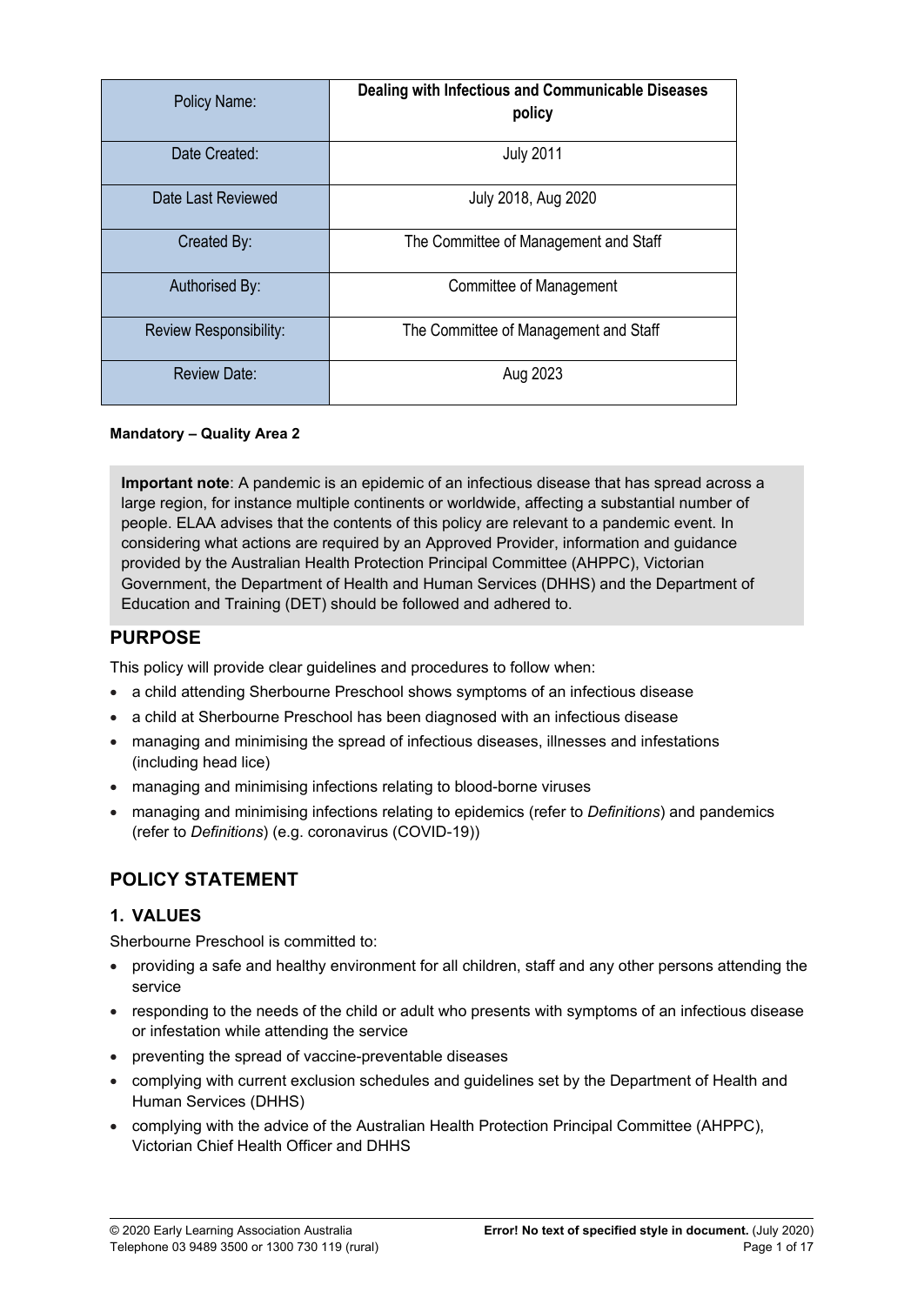| Policy Name: | Dealing with Infectious and Communicable Diseases policy |
| --- | --- |
| Date Created: | July 2011 |
| Date Last Reviewed | July 2018, Aug 2020 |
| Created By: | The Committee of Management and Staff |
| Authorised By: | Committee of Management |
| Review Responsibility: | The Committee of Management and Staff |
| Review Date: | Aug 2023 |

**Mandatory – Quality Area 2**

**Important note**: A pandemic is an epidemic of an infectious disease that has spread across a large region, for instance multiple continents or worldwide, affecting a substantial number of people. ELAA advises that the contents of this policy are relevant to a pandemic event. In considering what actions are required by an Approved Provider, information and guidance provided by the Australian Health Protection Principal Committee (AHPPC), Victorian Government, the Department of Health and Human Services (DHHS) and the Department of Education and Training (DET) should be followed and adhered to.

## PURPOSE

This policy will provide clear guidelines and procedures to follow when:

- a child attending Sherbourne Preschool shows symptoms of an infectious disease
- a child at Sherbourne Preschool has been diagnosed with an infectious disease
- managing and minimising the spread of infectious diseases, illnesses and infestations (including head lice)
- managing and minimising infections relating to blood-borne viruses
- managing and minimising infections relating to epidemics (refer to *Definitions*) and pandemics (refer to *Definitions*) (e.g. coronavirus (COVID-19))

## POLICY STATEMENT

### 1. VALUES

Sherbourne Preschool is committed to:

- providing a safe and healthy environment for all children, staff and any other persons attending the service
- responding to the needs of the child or adult who presents with symptoms of an infectious disease or infestation while attending the service
- preventing the spread of vaccine-preventable diseases
- complying with current exclusion schedules and guidelines set by the Department of Health and Human Services (DHHS)
- complying with the advice of the Australian Health Protection Principal Committee (AHPPC), Victorian Chief Health Officer and DHHS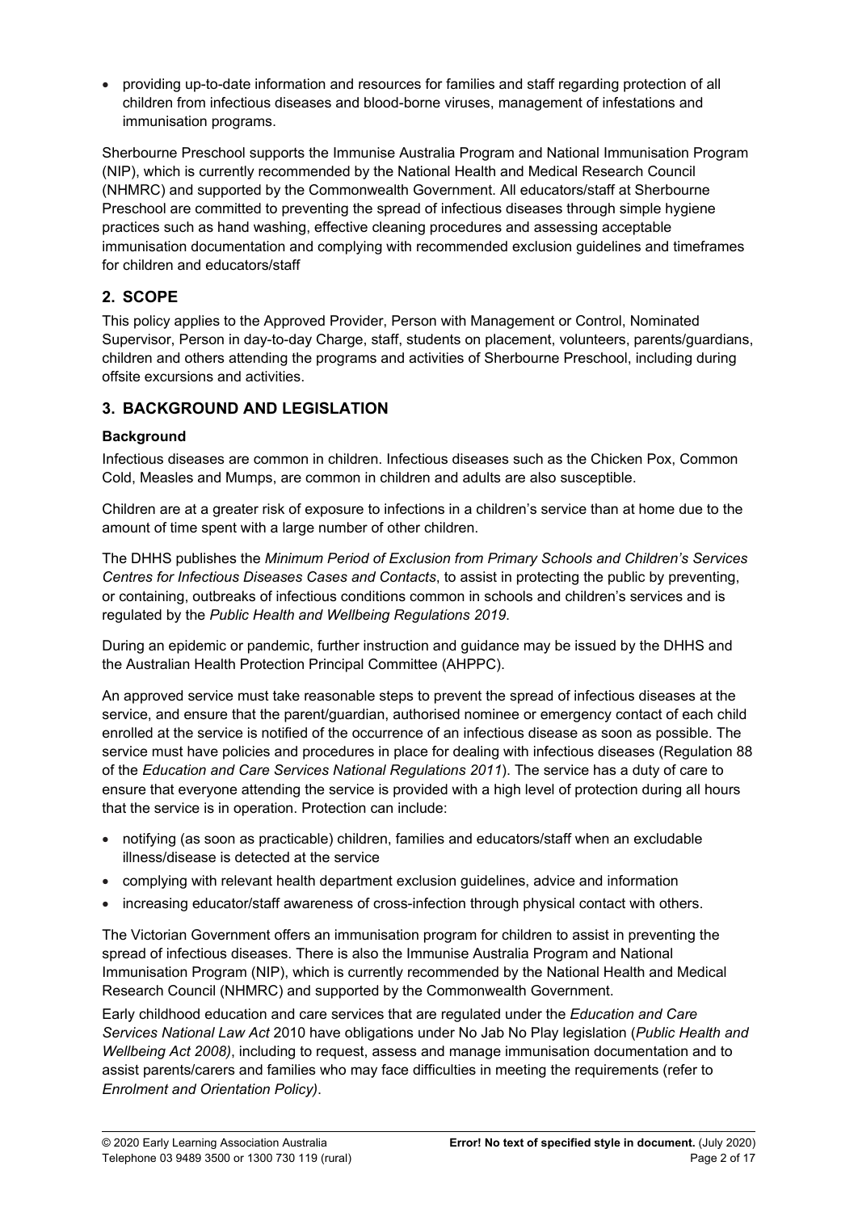- providing up-to-date information and resources for families and staff regarding protection of all children from infectious diseases and blood-borne viruses, management of infestations and immunisation programs.

Sherbourne Preschool supports the Immunise Australia Program and National Immunisation Program (NIP), which is currently recommended by the National Health and Medical Research Council (NHMRC) and supported by the Commonwealth Government. All educators/staff at Sherbourne Preschool are committed to preventing the spread of infectious diseases through simple hygiene practices such as hand washing, effective cleaning procedures and assessing acceptable immunisation documentation and complying with recommended exclusion guidelines and timeframes for children and educators/staff

## 2. SCOPE

This policy applies to the Approved Provider, Person with Management or Control, Nominated Supervisor, Person in day-to-day Charge, staff, students on placement, volunteers, parents/guardians, children and others attending the programs and activities of Sherbourne Preschool, including during offsite excursions and activities.

## 3. BACKGROUND AND LEGISLATION

### Background

Infectious diseases are common in children. Infectious diseases such as the Chicken Pox, Common Cold, Measles and Mumps, are common in children and adults are also susceptible.

Children are at a greater risk of exposure to infections in a children's service than at home due to the amount of time spent with a large number of other children.

The DHHS publishes the *Minimum Period of Exclusion from Primary Schools and Children's Services Centres for Infectious Diseases Cases and Contacts*, to assist in protecting the public by preventing, or containing, outbreaks of infectious conditions common in schools and children's services and is regulated by the *Public Health and Wellbeing Regulations 2019*.

During an epidemic or pandemic, further instruction and guidance may be issued by the DHHS and the Australian Health Protection Principal Committee (AHPPC).

An approved service must take reasonable steps to prevent the spread of infectious diseases at the service, and ensure that the parent/guardian, authorised nominee or emergency contact of each child enrolled at the service is notified of the occurrence of an infectious disease as soon as possible. The service must have policies and procedures in place for dealing with infectious diseases (Regulation 88 of the *Education and Care Services National Regulations 2011*). The service has a duty of care to ensure that everyone attending the service is provided with a high level of protection during all hours that the service is in operation. Protection can include:

- notifying (as soon as practicable) children, families and educators/staff when an excludable illness/disease is detected at the service
- complying with relevant health department exclusion guidelines, advice and information
- increasing educator/staff awareness of cross-infection through physical contact with others.

The Victorian Government offers an immunisation program for children to assist in preventing the spread of infectious diseases. There is also the Immunise Australia Program and National Immunisation Program (NIP), which is currently recommended by the National Health and Medical Research Council (NHMRC) and supported by the Commonwealth Government.

Early childhood education and care services that are regulated under the *Education and Care Services National Law Act* 2010 have obligations under No Jab No Play legislation (*Public Health and Wellbeing Act 2008)*, including to request, assess and manage immunisation documentation and to assist parents/carers and families who may face difficulties in meeting the requirements (refer to *Enrolment and Orientation Policy)*.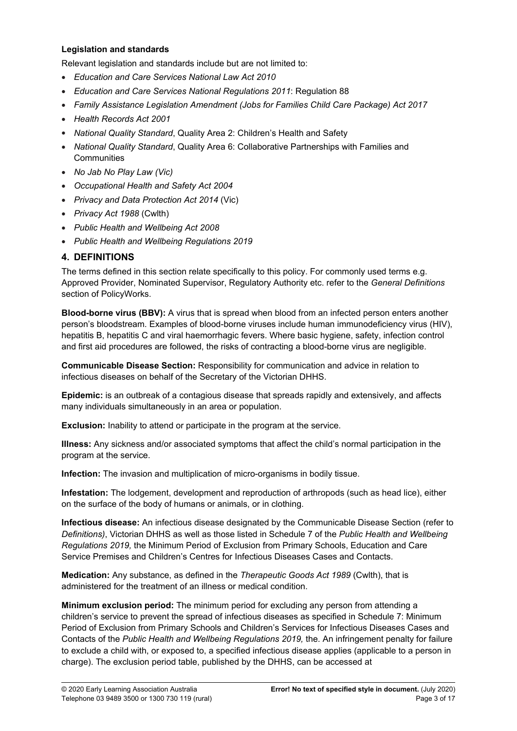**Legislation and standards**

Relevant legislation and standards include but are not limited to:

- *Education and Care Services National Law Act 2010*
- *Education and Care Services National Regulations 2011*: Regulation 88
- *Family Assistance Legislation Amendment (Jobs for Families Child Care Package) Act 2017*
- *Health Records Act 2001*
- *National Quality Standard*, Quality Area 2: Children's Health and Safety
- *National Quality Standard*, Quality Area 6: Collaborative Partnerships with Families and Communities
- *No Jab No Play Law (Vic)*
- *Occupational Health and Safety Act 2004*
- *Privacy and Data Protection Act 2014* (Vic)
- *Privacy Act 1988* (Cwlth)
- *Public Health and Wellbeing Act 2008*
- *Public Health and Wellbeing Regulations 2019*

## 4. DEFINITIONS

The terms defined in this section relate specifically to this policy. For commonly used terms e.g. Approved Provider, Nominated Supervisor, Regulatory Authority etc. refer to the *General Definitions* section of PolicyWorks.

**Blood-borne virus (BBV):** A virus that is spread when blood from an infected person enters another person's bloodstream. Examples of blood-borne viruses include human immunodeficiency virus (HIV), hepatitis B, hepatitis C and viral haemorrhagic fevers. Where basic hygiene, safety, infection control and first aid procedures are followed, the risks of contracting a blood-borne virus are negligible.

**Communicable Disease Section:** Responsibility for communication and advice in relation to infectious diseases on behalf of the Secretary of the Victorian DHHS.

**Epidemic:** is an outbreak of a contagious disease that spreads rapidly and extensively, and affects many individuals simultaneously in an area or population.

**Exclusion:** Inability to attend or participate in the program at the service.

**Illness:** Any sickness and/or associated symptoms that affect the child's normal participation in the program at the service.

**Infection:** The invasion and multiplication of micro-organisms in bodily tissue.

**Infestation:** The lodgement, development and reproduction of arthropods (such as head lice), either on the surface of the body of humans or animals, or in clothing.

**Infectious disease:** An infectious disease designated by the Communicable Disease Section (refer to *Definitions)*, Victorian DHHS as well as those listed in Schedule 7 of the *Public Health and Wellbeing Regulations 2019,* the Minimum Period of Exclusion from Primary Schools, Education and Care Service Premises and Children's Centres for Infectious Diseases Cases and Contacts.

**Medication:** Any substance, as defined in the *Therapeutic Goods Act 1989* (Cwlth), that is administered for the treatment of an illness or medical condition.

**Minimum exclusion period:** The minimum period for excluding any person from attending a children's service to prevent the spread of infectious diseases as specified in Schedule 7: Minimum Period of Exclusion from Primary Schools and Children's Services for Infectious Diseases Cases and Contacts of the *Public Health and Wellbeing Regulations 2019,* the. An infringement penalty for failure to exclude a child with, or exposed to, a specified infectious disease applies (applicable to a person in charge). The exclusion period table, published by the DHHS, can be accessed at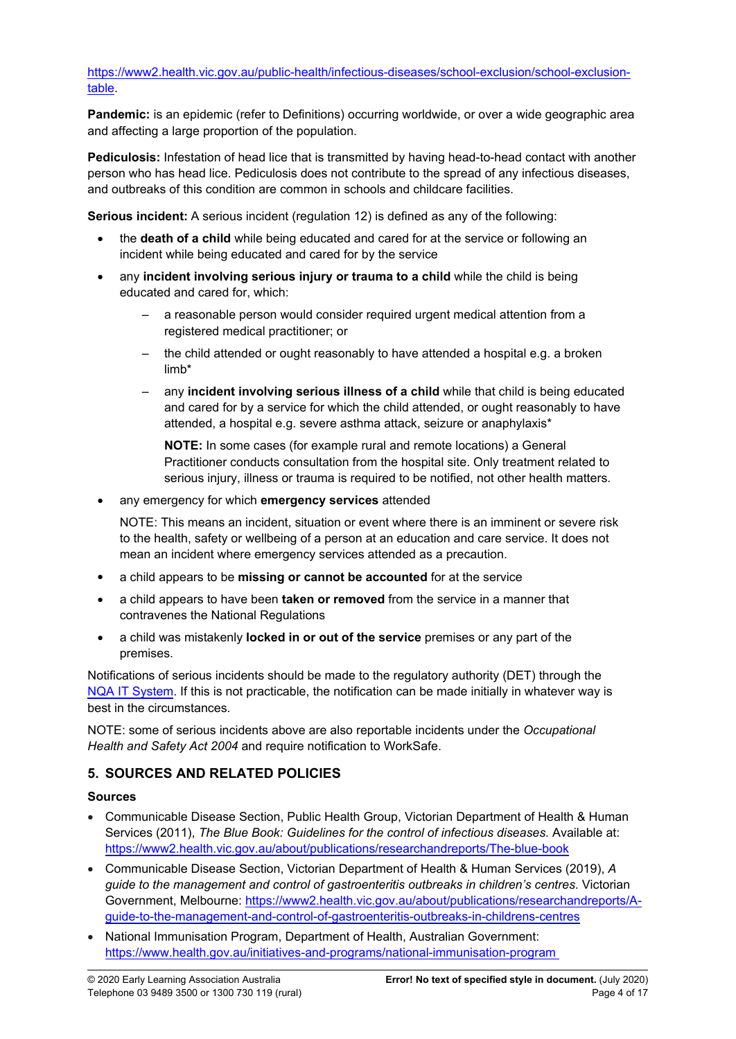https://www2.health.vic.gov.au/public-health/infectious-diseases/school-exclusion/school-exclusion-table.

**Pandemic:** is an epidemic (refer to Definitions) occurring worldwide, or over a wide geographic area and affecting a large proportion of the population.

**Pediculosis:** Infestation of head lice that is transmitted by having head-to-head contact with another person who has head lice. Pediculosis does not contribute to the spread of any infectious diseases, and outbreaks of this condition are common in schools and childcare facilities.

**Serious incident:** A serious incident (regulation 12) is defined as any of the following:

- the **death of a child** while being educated and cared for at the service or following an incident while being educated and cared for by the service
- any **incident involving serious injury or trauma to a child** while the child is being educated and cared for, which:
  - a reasonable person would consider required urgent medical attention from a registered medical practitioner; or
  - the child attended or ought reasonably to have attended a hospital e.g. a broken limb*
  - any **incident involving serious illness of a child** while that child is being educated and cared for by a service for which the child attended, or ought reasonably to have attended, a hospital e.g. severe asthma attack, seizure or anaphylaxis*

    **NOTE:** In some cases (for example rural and remote locations) a General Practitioner conducts consultation from the hospital site. Only treatment related to serious injury, illness or trauma is required to be notified, not other health matters.
- any emergency for which **emergency services** attended

  NOTE: This means an incident, situation or event where there is an imminent or severe risk to the health, safety or wellbeing of a person at an education and care service. It does not mean an incident where emergency services attended as a precaution.
- a child appears to be **missing or cannot be accounted** for at the service
- a child appears to have been **taken or removed** from the service in a manner that contravenes the National Regulations
- a child was mistakenly **locked in or out of the service** premises or any part of the premises.

Notifications of serious incidents should be made to the regulatory authority (DET) through the NQA IT System. If this is not practicable, the notification can be made initially in whatever way is best in the circumstances.

NOTE: some of serious incidents above are also reportable incidents under the *Occupational Health and Safety Act 2004* and require notification to WorkSafe.

## 5. SOURCES AND RELATED POLICIES

### Sources

- Communicable Disease Section, Public Health Group, Victorian Department of Health & Human Services (2011), *The Blue Book: Guidelines for the control of infectious diseases.* Available at: https://www2.health.vic.gov.au/about/publications/researchandreports/The-blue-book
- Communicable Disease Section, Victorian Department of Health & Human Services (2019), *A guide to the management and control of gastroenteritis outbreaks in children's centres*. Victorian Government, Melbourne: https://www2.health.vic.gov.au/about/publications/researchandreports/A-guide-to-the-management-and-control-of-gastroenteritis-outbreaks-in-childrens-centres
- National Immunisation Program, Department of Health, Australian Government: https://www.health.gov.au/initiatives-and-programs/national-immunisation-program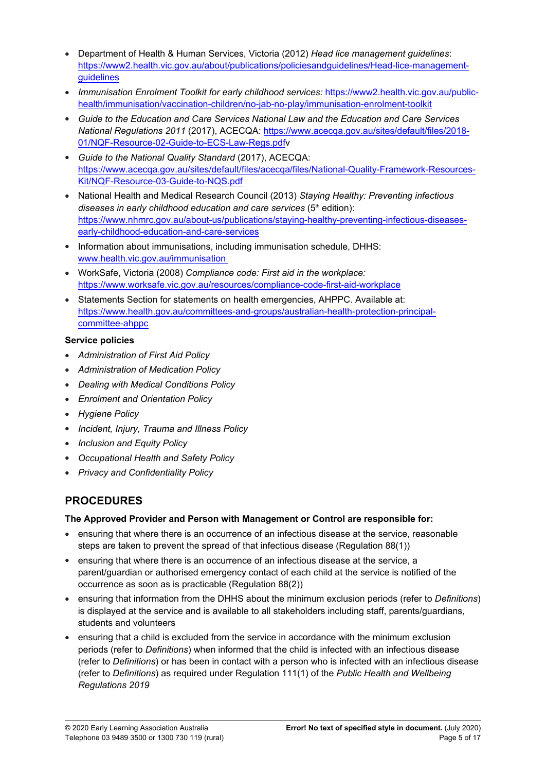- Department of Health & Human Services, Victoria (2012) *Head lice management guidelines*: https://www2.health.vic.gov.au/about/publications/policiesandguidelines/Head-lice-management-guidelines
- *Immunisation Enrolment Toolkit for early childhood services:* https://www2.health.vic.gov.au/public-health/immunisation/vaccination-children/no-jab-no-play/immunisation-enrolment-toolkit
- *Guide to the Education and Care Services National Law and the Education and Care Services National Regulations 2011* (2017), ACECQA: https://www.acecqa.gov.au/sites/default/files/2018-01/NQF-Resource-02-Guide-to-ECS-Law-Regs.pdfv
- *Guide to the National Quality Standard* (2017), ACECQA: https://www.acecqa.gov.au/sites/default/files/acecqa/files/National-Quality-Framework-Resources-Kit/NQF-Resource-03-Guide-to-NQS.pdf
- National Health and Medical Research Council (2013) *Staying Healthy: Preventing infectious diseases in early childhood education and care services* (5th edition): https://www.nhmrc.gov.au/about-us/publications/staying-healthy-preventing-infectious-diseases-early-childhood-education-and-care-services
- Information about immunisations, including immunisation schedule, DHHS: www.health.vic.gov.au/immunisation
- WorkSafe, Victoria (2008) *Compliance code: First aid in the workplace:* https://www.worksafe.vic.gov.au/resources/compliance-code-first-aid-workplace
- Statements Section for statements on health emergencies, AHPPC. Available at: https://www.health.gov.au/committees-and-groups/australian-health-protection-principal-committee-ahppc

**Service policies**

- *Administration of First Aid Policy*
- *Administration of Medication Policy*
- *Dealing with Medical Conditions Policy*
- *Enrolment and Orientation Policy*
- *Hygiene Policy*
- *Incident, Injury, Trauma and Illness Policy*
- *Inclusion and Equity Policy*
- *Occupational Health and Safety Policy*
- *Privacy and Confidentiality Policy*

## PROCEDURES

**The Approved Provider and Person with Management or Control are responsible for:**

- ensuring that where there is an occurrence of an infectious disease at the service, reasonable steps are taken to prevent the spread of that infectious disease (Regulation 88(1))
- ensuring that where there is an occurrence of an infectious disease at the service, a parent/guardian or authorised emergency contact of each child at the service is notified of the occurrence as soon as is practicable (Regulation 88(2))
- ensuring that information from the DHHS about the minimum exclusion periods (refer to *Definitions*) is displayed at the service and is available to all stakeholders including staff, parents/guardians, students and volunteers
- ensuring that a child is excluded from the service in accordance with the minimum exclusion periods (refer to *Definitions*) when informed that the child is infected with an infectious disease (refer to *Definitions*) or has been in contact with a person who is infected with an infectious disease (refer to *Definitions*) as required under Regulation 111(1) of the *Public Health and Wellbeing Regulations 2019*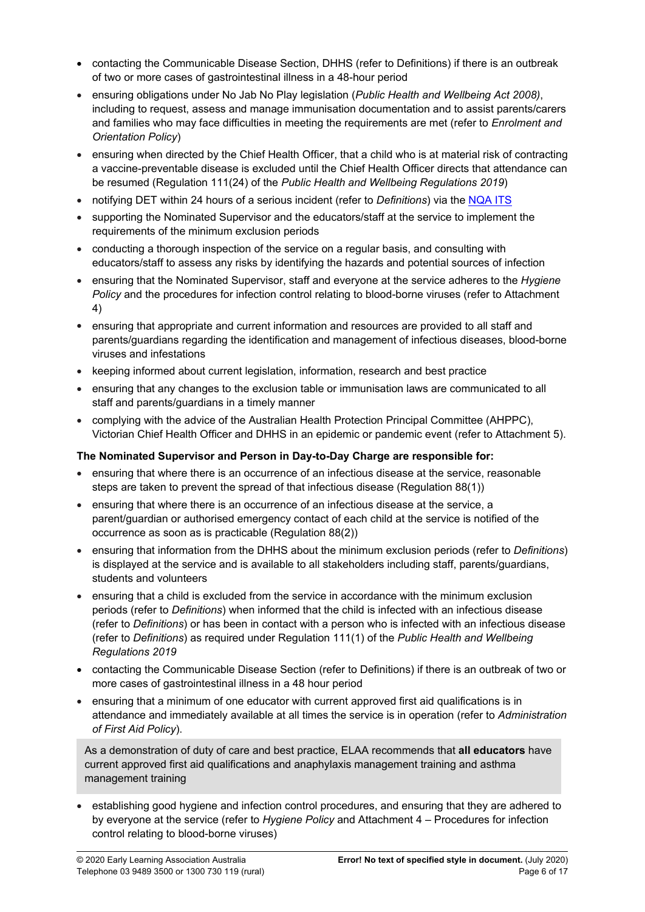- contacting the Communicable Disease Section, DHHS (refer to Definitions) if there is an outbreak of two or more cases of gastrointestinal illness in a 48-hour period
- ensuring obligations under No Jab No Play legislation (*Public Health and Wellbeing Act 2008)*, including to request, assess and manage immunisation documentation and to assist parents/carers and families who may face difficulties in meeting the requirements are met (refer to *Enrolment and Orientation Policy*)
- ensuring when directed by the Chief Health Officer, that a child who is at material risk of contracting a vaccine-preventable disease is excluded until the Chief Health Officer directs that attendance can be resumed (Regulation 111(24) of the *Public Health and Wellbeing Regulations 2019*)
- notifying DET within 24 hours of a serious incident (refer to *Definitions*) via the NQA ITS
- supporting the Nominated Supervisor and the educators/staff at the service to implement the requirements of the minimum exclusion periods
- conducting a thorough inspection of the service on a regular basis, and consulting with educators/staff to assess any risks by identifying the hazards and potential sources of infection
- ensuring that the Nominated Supervisor, staff and everyone at the service adheres to the *Hygiene Policy* and the procedures for infection control relating to blood-borne viruses (refer to Attachment 4)
- ensuring that appropriate and current information and resources are provided to all staff and parents/guardians regarding the identification and management of infectious diseases, blood-borne viruses and infestations
- keeping informed about current legislation, information, research and best practice
- ensuring that any changes to the exclusion table or immunisation laws are communicated to all staff and parents/guardians in a timely manner
- complying with the advice of the Australian Health Protection Principal Committee (AHPPC), Victorian Chief Health Officer and DHHS in an epidemic or pandemic event (refer to Attachment 5).

**The Nominated Supervisor and Person in Day-to-Day Charge are responsible for:**

- ensuring that where there is an occurrence of an infectious disease at the service, reasonable steps are taken to prevent the spread of that infectious disease (Regulation 88(1))
- ensuring that where there is an occurrence of an infectious disease at the service, a parent/guardian or authorised emergency contact of each child at the service is notified of the occurrence as soon as is practicable (Regulation 88(2))
- ensuring that information from the DHHS about the minimum exclusion periods (refer to *Definitions*) is displayed at the service and is available to all stakeholders including staff, parents/guardians, students and volunteers
- ensuring that a child is excluded from the service in accordance with the minimum exclusion periods (refer to *Definitions*) when informed that the child is infected with an infectious disease (refer to *Definitions*) or has been in contact with a person who is infected with an infectious disease (refer to *Definitions*) as required under Regulation 111(1) of the *Public Health and Wellbeing Regulations 2019*
- contacting the Communicable Disease Section (refer to Definitions) if there is an outbreak of two or more cases of gastrointestinal illness in a 48 hour period
- ensuring that a minimum of one educator with current approved first aid qualifications is in attendance and immediately available at all times the service is in operation (refer to *Administration of First Aid Policy*).

> As a demonstration of duty of care and best practice, ELAA recommends that **all educators** have current approved first aid qualifications and anaphylaxis management training and asthma management training

- establishing good hygiene and infection control procedures, and ensuring that they are adhered to by everyone at the service (refer to *Hygiene Policy* and Attachment 4 – Procedures for infection control relating to blood-borne viruses)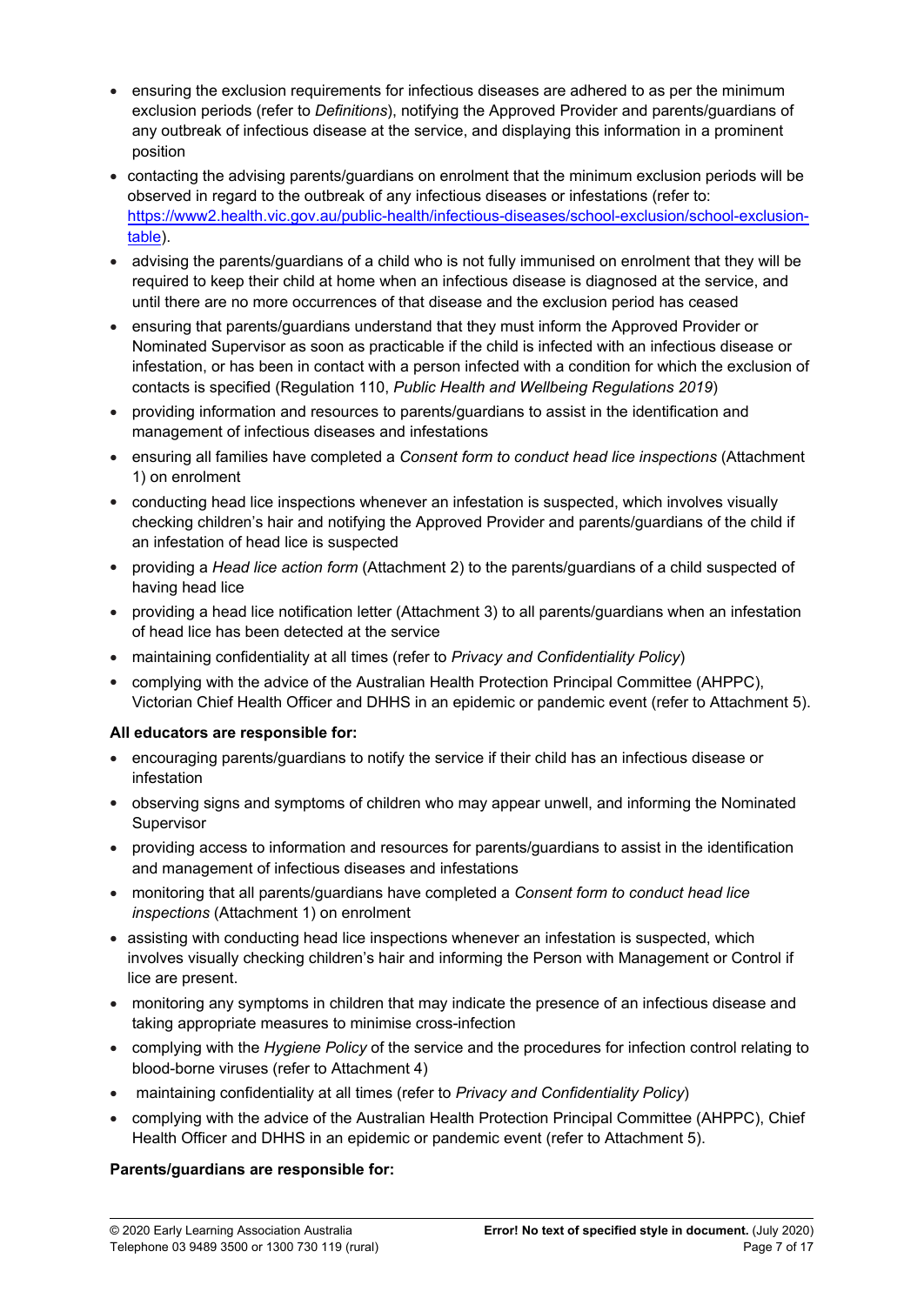- ensuring the exclusion requirements for infectious diseases are adhered to as per the minimum exclusion periods (refer to *Definitions*), notifying the Approved Provider and parents/guardians of any outbreak of infectious disease at the service, and displaying this information in a prominent position
- contacting the advising parents/guardians on enrolment that the minimum exclusion periods will be observed in regard to the outbreak of any infectious diseases or infestations (refer to: [https://www2.health.vic.gov.au/public-health/infectious-diseases/school-exclusion/school-exclusion-table](https://www2.health.vic.gov.au/public-health/infectious-diseases/school-exclusion/school-exclusion-table)).
- advising the parents/guardians of a child who is not fully immunised on enrolment that they will be required to keep their child at home when an infectious disease is diagnosed at the service, and until there are no more occurrences of that disease and the exclusion period has ceased
- ensuring that parents/guardians understand that they must inform the Approved Provider or Nominated Supervisor as soon as practicable if the child is infected with an infectious disease or infestation, or has been in contact with a person infected with a condition for which the exclusion of contacts is specified (Regulation 110, *Public Health and Wellbeing Regulations 2019*)
- providing information and resources to parents/guardians to assist in the identification and management of infectious diseases and infestations
- ensuring all families have completed a *Consent form to conduct head lice inspections* (Attachment 1) on enrolment
- conducting head lice inspections whenever an infestation is suspected, which involves visually checking children's hair and notifying the Approved Provider and parents/guardians of the child if an infestation of head lice is suspected
- providing a *Head lice action form* (Attachment 2) to the parents/guardians of a child suspected of having head lice
- providing a head lice notification letter (Attachment 3) to all parents/guardians when an infestation of head lice has been detected at the service
- maintaining confidentiality at all times (refer to *Privacy and Confidentiality Policy*)
- complying with the advice of the Australian Health Protection Principal Committee (AHPPC), Victorian Chief Health Officer and DHHS in an epidemic or pandemic event (refer to Attachment 5).

**All educators are responsible for:**

- encouraging parents/guardians to notify the service if their child has an infectious disease or infestation
- observing signs and symptoms of children who may appear unwell, and informing the Nominated Supervisor
- providing access to information and resources for parents/guardians to assist in the identification and management of infectious diseases and infestations
- monitoring that all parents/guardians have completed a *Consent form to conduct head lice inspections* (Attachment 1) on enrolment
- assisting with conducting head lice inspections whenever an infestation is suspected, which involves visually checking children's hair and informing the Person with Management or Control if lice are present.
- monitoring any symptoms in children that may indicate the presence of an infectious disease and taking appropriate measures to minimise cross-infection
- complying with the *Hygiene Policy* of the service and the procedures for infection control relating to blood-borne viruses (refer to Attachment 4)
- maintaining confidentiality at all times (refer to *Privacy and Confidentiality Policy*)
- complying with the advice of the Australian Health Protection Principal Committee (AHPPC), Chief Health Officer and DHHS in an epidemic or pandemic event (refer to Attachment 5).

**Parents/guardians are responsible for:**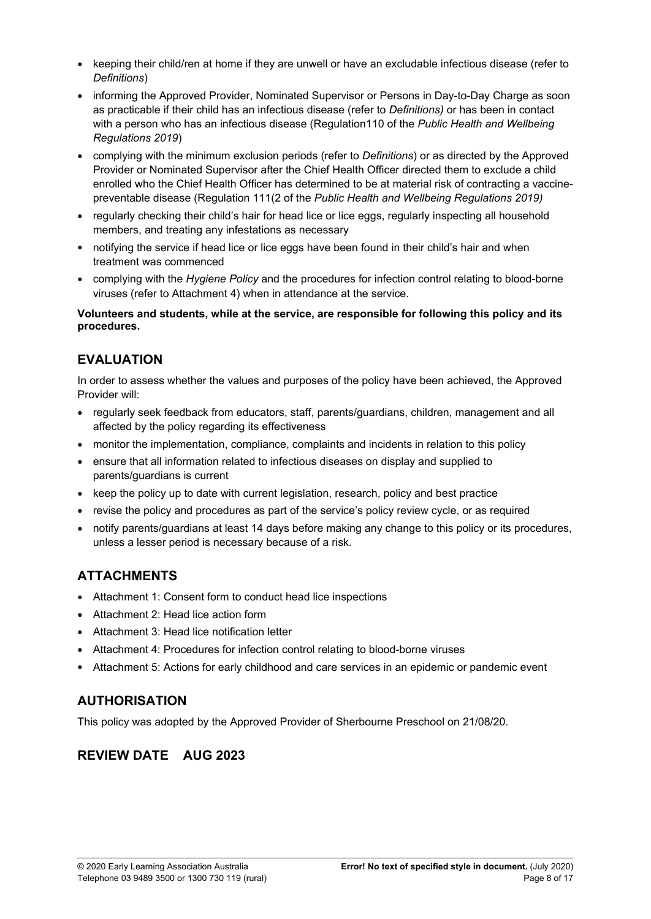- keeping their child/ren at home if they are unwell or have an excludable infectious disease (refer to *Definitions*)
- informing the Approved Provider, Nominated Supervisor or Persons in Day-to-Day Charge as soon as practicable if their child has an infectious disease (refer to *Definitions)* or has been in contact with a person who has an infectious disease (Regulation110 of the *Public Health and Wellbeing Regulations 2019*)
- complying with the minimum exclusion periods (refer to *Definitions*) or as directed by the Approved Provider or Nominated Supervisor after the Chief Health Officer directed them to exclude a child enrolled who the Chief Health Officer has determined to be at material risk of contracting a vaccine-preventable disease (Regulation 111(2 of the *Public Health and Wellbeing Regulations 2019)*
- regularly checking their child's hair for head lice or lice eggs, regularly inspecting all household members, and treating any infestations as necessary
- notifying the service if head lice or lice eggs have been found in their child's hair and when treatment was commenced
- complying with the *Hygiene Policy* and the procedures for infection control relating to blood-borne viruses (refer to Attachment 4) when in attendance at the service.

**Volunteers and students, while at the service, are responsible for following this policy and its procedures.**

## EVALUATION

In order to assess whether the values and purposes of the policy have been achieved, the Approved Provider will:

- regularly seek feedback from educators, staff, parents/guardians, children, management and all affected by the policy regarding its effectiveness
- monitor the implementation, compliance, complaints and incidents in relation to this policy
- ensure that all information related to infectious diseases on display and supplied to parents/guardians is current
- keep the policy up to date with current legislation, research, policy and best practice
- revise the policy and procedures as part of the service's policy review cycle, or as required
- notify parents/guardians at least 14 days before making any change to this policy or its procedures, unless a lesser period is necessary because of a risk.

## ATTACHMENTS

- Attachment 1: Consent form to conduct head lice inspections
- Attachment 2: Head lice action form
- Attachment 3: Head lice notification letter
- Attachment 4: Procedures for infection control relating to blood-borne viruses
- Attachment 5: Actions for early childhood and care services in an epidemic or pandemic event

## AUTHORISATION

This policy was adopted by the Approved Provider of Sherbourne Preschool on 21/08/20.

## REVIEW DATE AUG 2023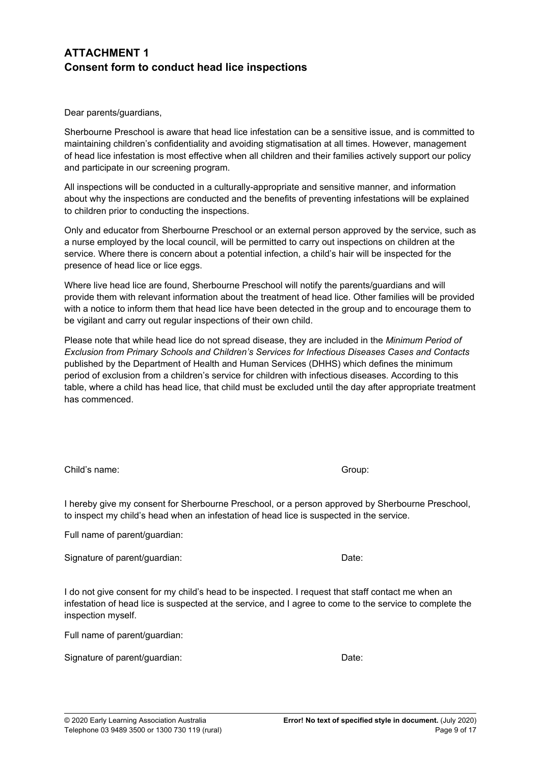## ATTACHMENT 1
## Consent form to conduct head lice inspections

Dear parents/guardians,

Sherbourne Preschool is aware that head lice infestation can be a sensitive issue, and is committed to maintaining children's confidentiality and avoiding stigmatisation at all times. However, management of head lice infestation is most effective when all children and their families actively support our policy and participate in our screening program.

All inspections will be conducted in a culturally-appropriate and sensitive manner, and information about why the inspections are conducted and the benefits of preventing infestations will be explained to children prior to conducting the inspections.

Only and educator from Sherbourne Preschool or an external person approved by the service, such as a nurse employed by the local council, will be permitted to carry out inspections on children at the service. Where there is concern about a potential infection, a child's hair will be inspected for the presence of head lice or lice eggs.

Where live head lice are found, Sherbourne Preschool will notify the parents/guardians and will provide them with relevant information about the treatment of head lice. Other families will be provided with a notice to inform them that head lice have been detected in the group and to encourage them to be vigilant and carry out regular inspections of their own child.

Please note that while head lice do not spread disease, they are included in the *Minimum Period of Exclusion from Primary Schools and Children's Services for Infectious Diseases Cases and Contacts* published by the Department of Health and Human Services (DHHS) which defines the minimum period of exclusion from a children's service for children with infectious diseases. According to this table, where a child has head lice, that child must be excluded until the day after appropriate treatment has commenced.

Child's name: Group:

I hereby give my consent for Sherbourne Preschool, or a person approved by Sherbourne Preschool, to inspect my child's head when an infestation of head lice is suspected in the service.

Full name of parent/guardian:

Signature of parent/guardian: Date:

I do not give consent for my child's head to be inspected. I request that staff contact me when an infestation of head lice is suspected at the service, and I agree to come to the service to complete the inspection myself.

Full name of parent/guardian:

Signature of parent/guardian: Date: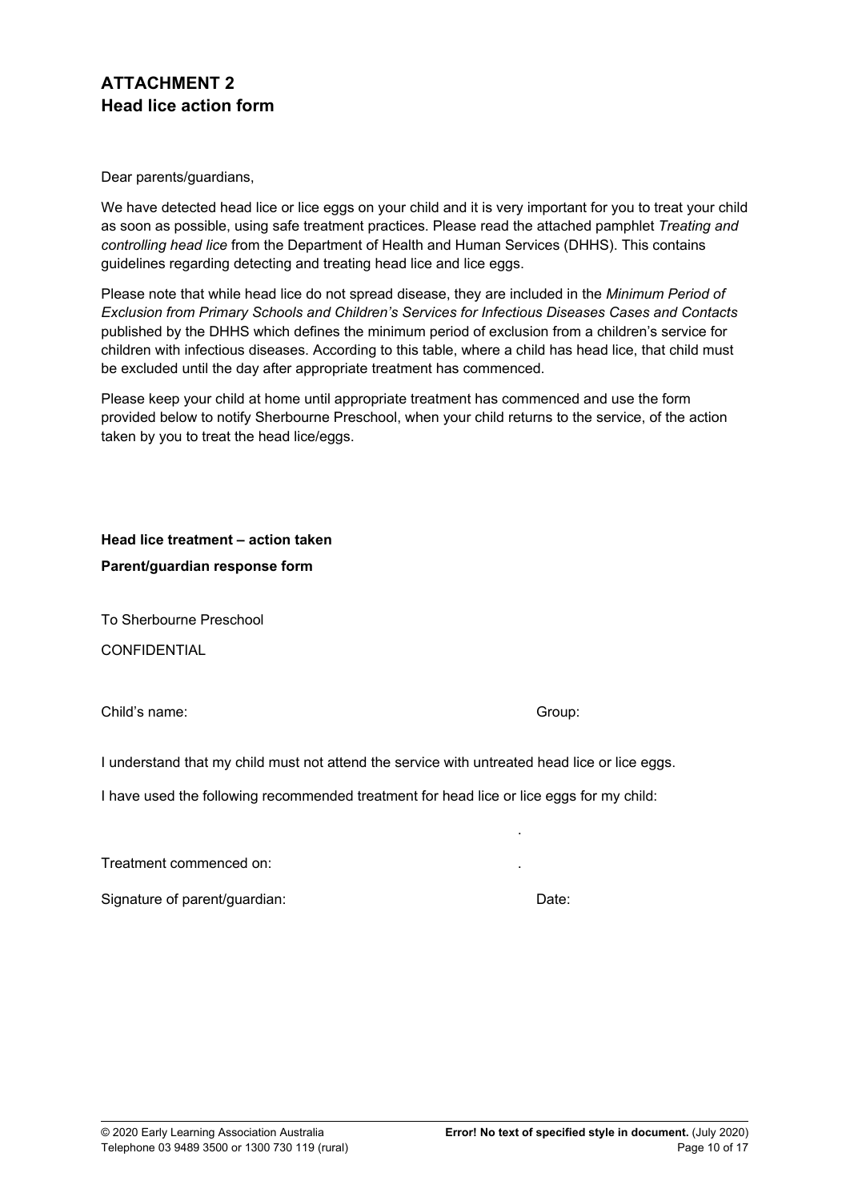## ATTACHMENT 2
## Head lice action form

Dear parents/guardians,

We have detected head lice or lice eggs on your child and it is very important for you to treat your child as soon as possible, using safe treatment practices. Please read the attached pamphlet *Treating and controlling head lice* from the Department of Health and Human Services (DHHS). This contains guidelines regarding detecting and treating head lice and lice eggs.

Please note that while head lice do not spread disease, they are included in the *Minimum Period of Exclusion from Primary Schools and Children's Services for Infectious Diseases Cases and Contacts* published by the DHHS which defines the minimum period of exclusion from a children's service for children with infectious diseases. According to this table, where a child has head lice, that child must be excluded until the day after appropriate treatment has commenced.

Please keep your child at home until appropriate treatment has commenced and use the form provided below to notify Sherbourne Preschool, when your child returns to the service, of the action taken by you to treat the head lice/eggs.

**Head lice treatment – action taken**

**Parent/guardian response form**

To Sherbourne Preschool

CONFIDENTIAL

Child's name: Group:

I understand that my child must not attend the service with untreated head lice or lice eggs.

I have used the following recommended treatment for head lice or lice eggs for my child:

.

Treatment commenced on: .

Signature of parent/guardian: Date: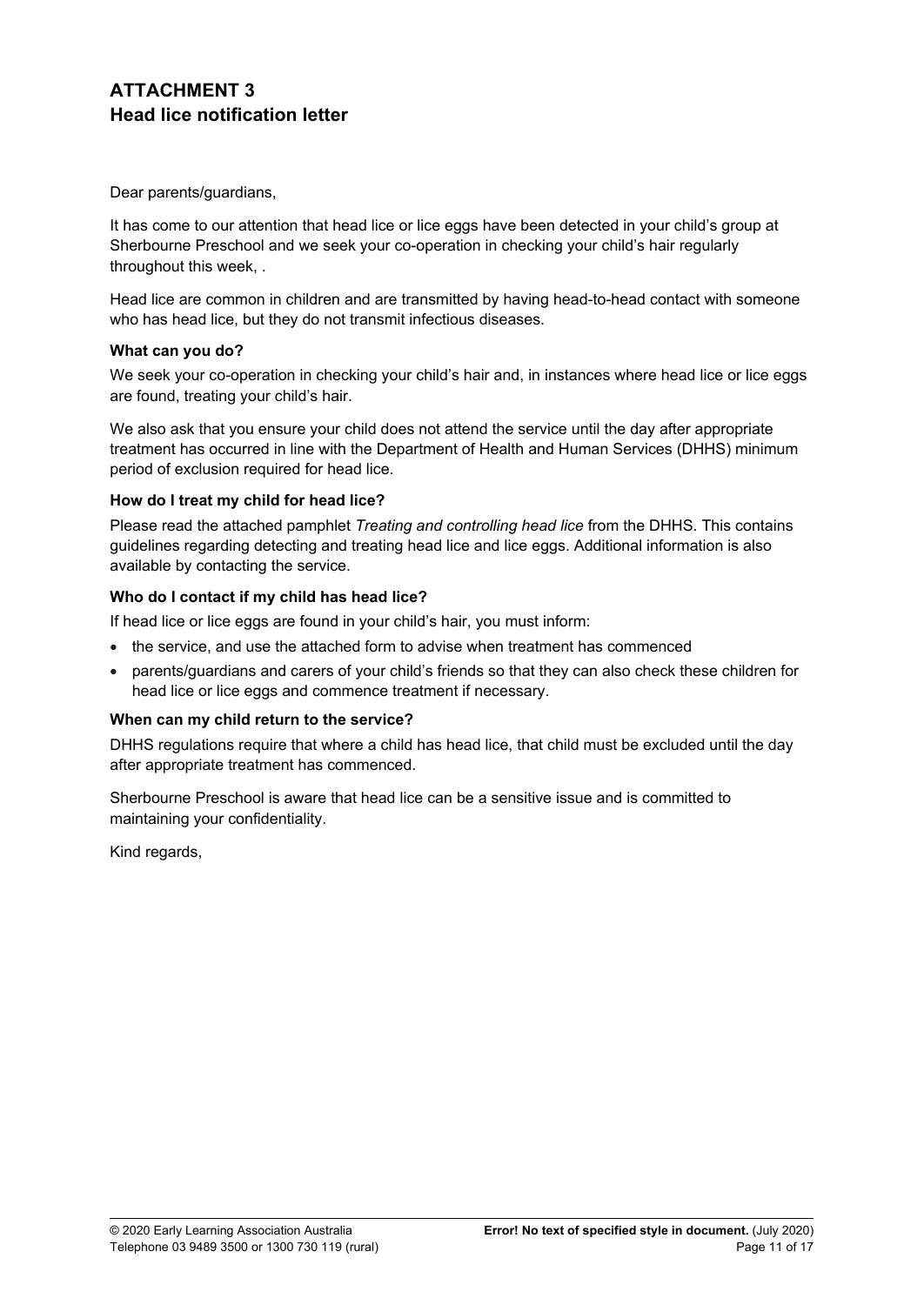## ATTACHMENT 3
## Head lice notification letter

Dear parents/guardians,

It has come to our attention that head lice or lice eggs have been detected in your child's group at Sherbourne Preschool and we seek your co-operation in checking your child's hair regularly throughout this week, .

Head lice are common in children and are transmitted by having head-to-head contact with someone who has head lice, but they do not transmit infectious diseases.

**What can you do?**

We seek your co-operation in checking your child's hair and, in instances where head lice or lice eggs are found, treating your child's hair.

We also ask that you ensure your child does not attend the service until the day after appropriate treatment has occurred in line with the Department of Health and Human Services (DHHS) minimum period of exclusion required for head lice.

**How do I treat my child for head lice?**

Please read the attached pamphlet *Treating and controlling head lice* from the DHHS. This contains guidelines regarding detecting and treating head lice and lice eggs. Additional information is also available by contacting the service.

**Who do I contact if my child has head lice?**

If head lice or lice eggs are found in your child's hair, you must inform:

- the service, and use the attached form to advise when treatment has commenced
- parents/guardians and carers of your child's friends so that they can also check these children for head lice or lice eggs and commence treatment if necessary.

**When can my child return to the service?**

DHHS regulations require that where a child has head lice, that child must be excluded until the day after appropriate treatment has commenced.

Sherbourne Preschool is aware that head lice can be a sensitive issue and is committed to maintaining your confidentiality.

Kind regards,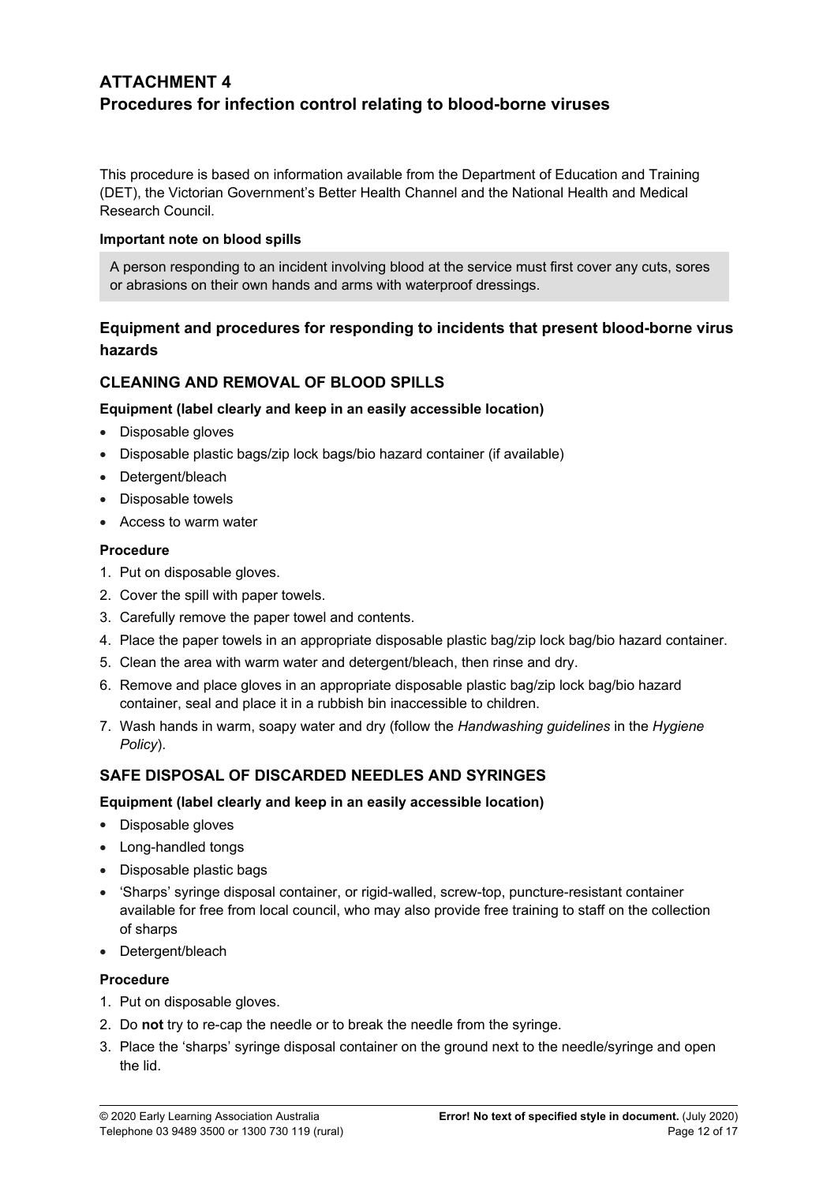# ATTACHMENT 4
# Procedures for infection control relating to blood-borne viruses

This procedure is based on information available from the Department of Education and Training (DET), the Victorian Government's Better Health Channel and the National Health and Medical Research Council.

**Important note on blood spills**

A person responding to an incident involving blood at the service must first cover any cuts, sores or abrasions on their own hands and arms with waterproof dressings.

## Equipment and procedures for responding to incidents that present blood-borne virus hazards

### CLEANING AND REMOVAL OF BLOOD SPILLS

**Equipment (label clearly and keep in an easily accessible location)**

- Disposable gloves
- Disposable plastic bags/zip lock bags/bio hazard container (if available)
- Detergent/bleach
- Disposable towels
- Access to warm water

**Procedure**

1. Put on disposable gloves.
2. Cover the spill with paper towels.
3. Carefully remove the paper towel and contents.
4. Place the paper towels in an appropriate disposable plastic bag/zip lock bag/bio hazard container.
5. Clean the area with warm water and detergent/bleach, then rinse and dry.
6. Remove and place gloves in an appropriate disposable plastic bag/zip lock bag/bio hazard container, seal and place it in a rubbish bin inaccessible to children.
7. Wash hands in warm, soapy water and dry (follow the *Handwashing guidelines* in the *Hygiene Policy*).

### SAFE DISPOSAL OF DISCARDED NEEDLES AND SYRINGES

**Equipment (label clearly and keep in an easily accessible location)**

- Disposable gloves
- Long-handled tongs
- Disposable plastic bags
- 'Sharps' syringe disposal container, or rigid-walled, screw-top, puncture-resistant container available for free from local council, who may also provide free training to staff on the collection of sharps
- Detergent/bleach

**Procedure**

1. Put on disposable gloves.
2. Do **not** try to re-cap the needle or to break the needle from the syringe.
3. Place the 'sharps' syringe disposal container on the ground next to the needle/syringe and open the lid.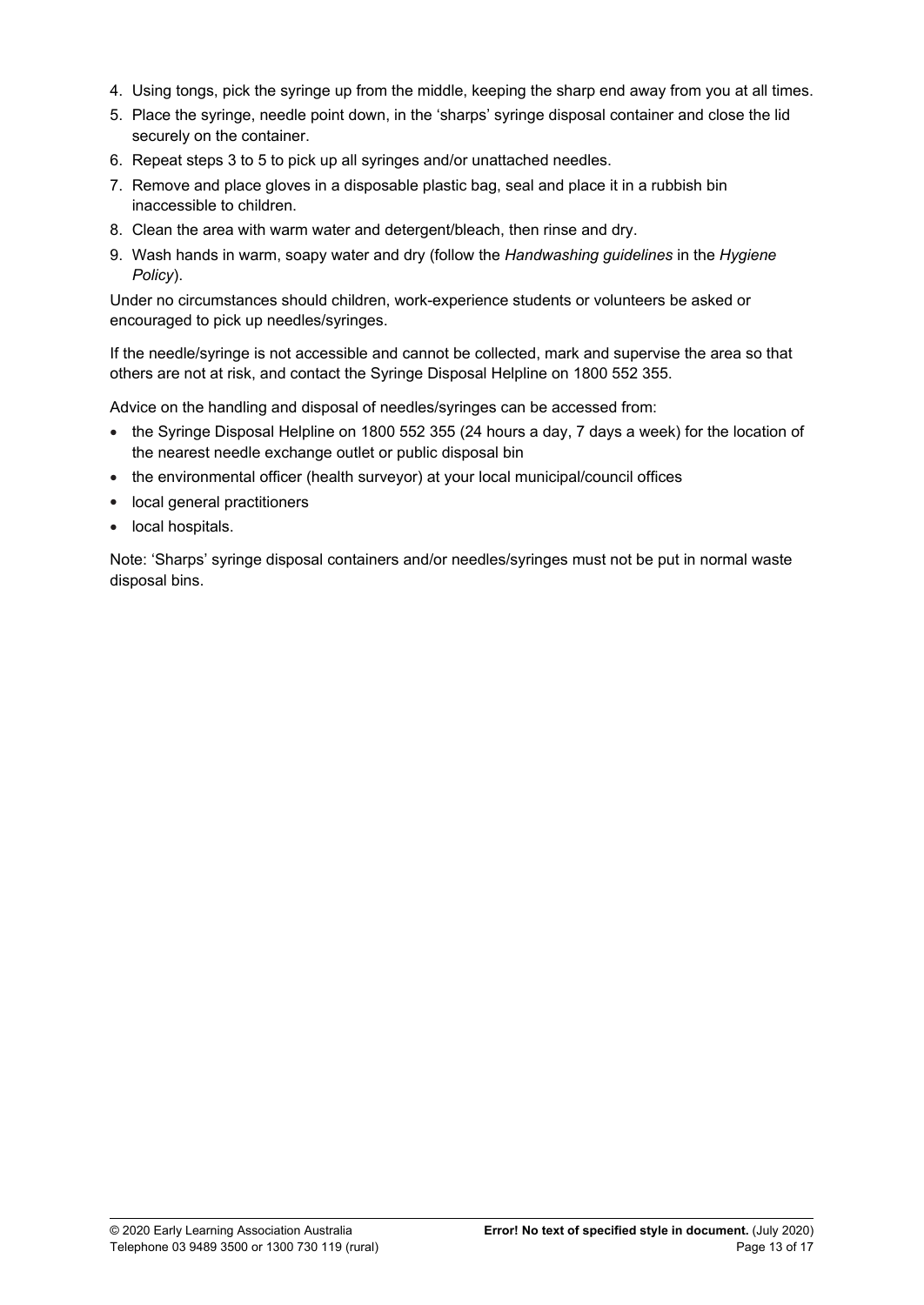4. Using tongs, pick the syringe up from the middle, keeping the sharp end away from you at all times.
5. Place the syringe, needle point down, in the 'sharps' syringe disposal container and close the lid securely on the container.
6. Repeat steps 3 to 5 to pick up all syringes and/or unattached needles.
7. Remove and place gloves in a disposable plastic bag, seal and place it in a rubbish bin inaccessible to children.
8. Clean the area with warm water and detergent/bleach, then rinse and dry.
9. Wash hands in warm, soapy water and dry (follow the *Handwashing guidelines* in the *Hygiene Policy*).

Under no circumstances should children, work-experience students or volunteers be asked or encouraged to pick up needles/syringes.

If the needle/syringe is not accessible and cannot be collected, mark and supervise the area so that others are not at risk, and contact the Syringe Disposal Helpline on 1800 552 355.

Advice on the handling and disposal of needles/syringes can be accessed from:

- the Syringe Disposal Helpline on 1800 552 355 (24 hours a day, 7 days a week) for the location of the nearest needle exchange outlet or public disposal bin
- the environmental officer (health surveyor) at your local municipal/council offices
- local general practitioners
- local hospitals.

Note: 'Sharps' syringe disposal containers and/or needles/syringes must not be put in normal waste disposal bins.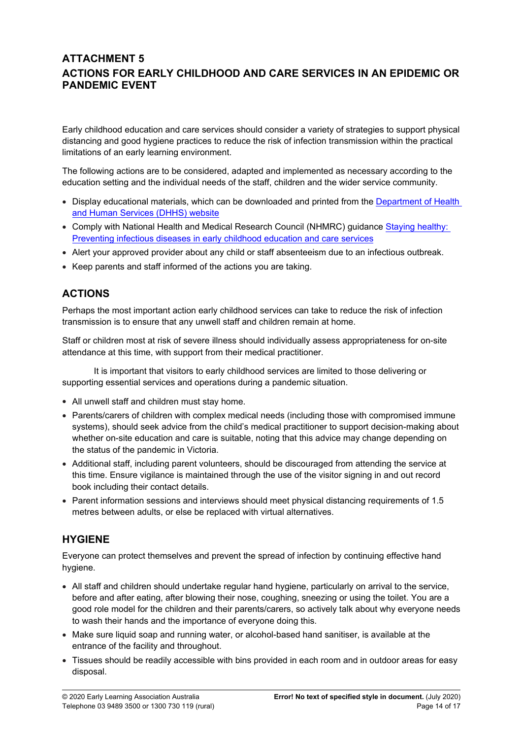## ATTACHMENT 5
## ACTIONS FOR EARLY CHILDHOOD AND CARE SERVICES IN AN EPIDEMIC OR PANDEMIC EVENT

Early childhood education and care services should consider a variety of strategies to support physical distancing and good hygiene practices to reduce the risk of infection transmission within the practical limitations of an early learning environment.

The following actions are to be considered, adapted and implemented as necessary according to the education setting and the individual needs of the staff, children and the wider service community.

- Display educational materials, which can be downloaded and printed from the Department of Health and Human Services (DHHS) website
- Comply with National Health and Medical Research Council (NHMRC) guidance Staying healthy: Preventing infectious diseases in early childhood education and care services
- Alert your approved provider about any child or staff absenteeism due to an infectious outbreak.
- Keep parents and staff informed of the actions you are taking.

## ACTIONS

Perhaps the most important action early childhood services can take to reduce the risk of infection transmission is to ensure that any unwell staff and children remain at home.

Staff or children most at risk of severe illness should individually assess appropriateness for on-site attendance at this time, with support from their medical practitioner.

It is important that visitors to early childhood services are limited to those delivering or supporting essential services and operations during a pandemic situation.

- All unwell staff and children must stay home.
- Parents/carers of children with complex medical needs (including those with compromised immune systems), should seek advice from the child's medical practitioner to support decision-making about whether on-site education and care is suitable, noting that this advice may change depending on the status of the pandemic in Victoria.
- Additional staff, including parent volunteers, should be discouraged from attending the service at this time. Ensure vigilance is maintained through the use of the visitor signing in and out record book including their contact details.
- Parent information sessions and interviews should meet physical distancing requirements of 1.5 metres between adults, or else be replaced with virtual alternatives.

## HYGIENE

Everyone can protect themselves and prevent the spread of infection by continuing effective hand hygiene.

- All staff and children should undertake regular hand hygiene, particularly on arrival to the service, before and after eating, after blowing their nose, coughing, sneezing or using the toilet. You are a good role model for the children and their parents/carers, so actively talk about why everyone needs to wash their hands and the importance of everyone doing this.
- Make sure liquid soap and running water, or alcohol-based hand sanitiser, is available at the entrance of the facility and throughout.
- Tissues should be readily accessible with bins provided in each room and in outdoor areas for easy disposal.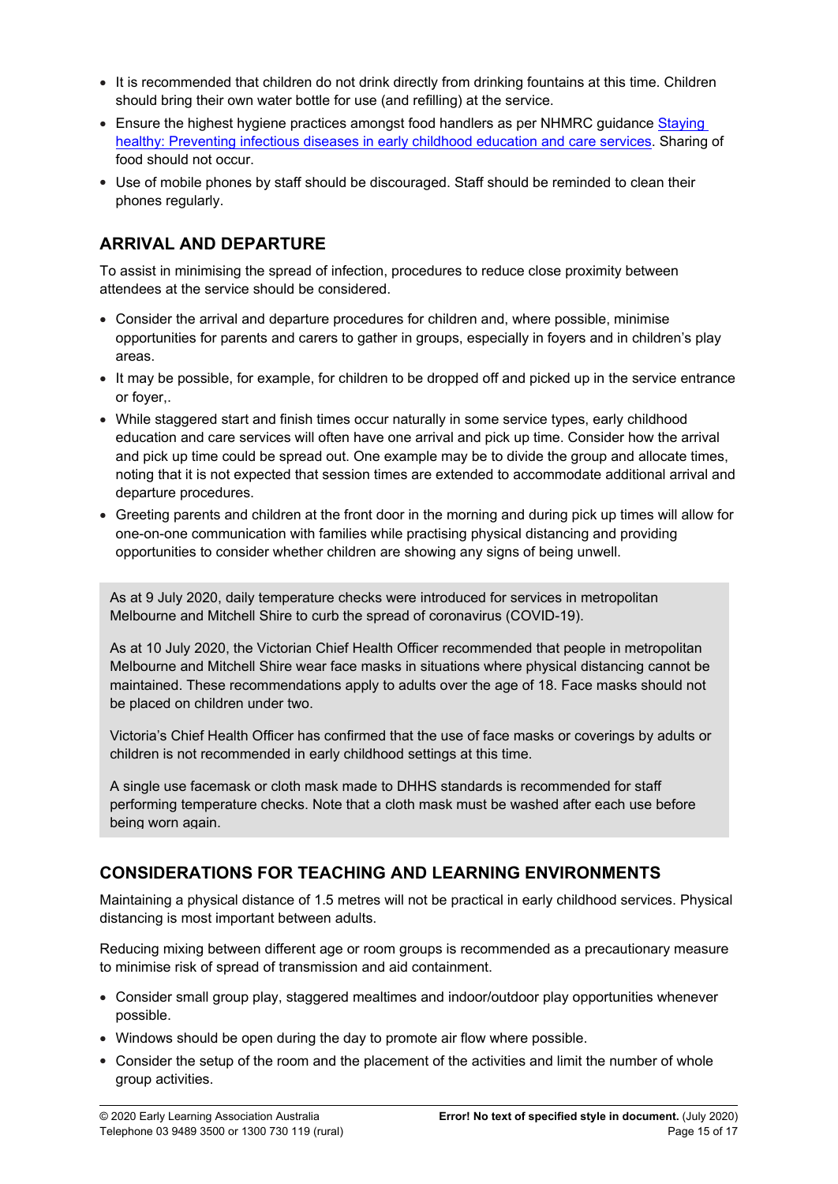- It is recommended that children do not drink directly from drinking fountains at this time. Children should bring their own water bottle for use (and refilling) at the service.
- Ensure the highest hygiene practices amongst food handlers as per NHMRC guidance [Staying healthy: Preventing infectious diseases in early childhood education and care services](). Sharing of food should not occur.
- Use of mobile phones by staff should be discouraged. Staff should be reminded to clean their phones regularly.

## ARRIVAL AND DEPARTURE

To assist in minimising the spread of infection, procedures to reduce close proximity between attendees at the service should be considered.

- Consider the arrival and departure procedures for children and, where possible, minimise opportunities for parents and carers to gather in groups, especially in foyers and in children's play areas.
- It may be possible, for example, for children to be dropped off and picked up in the service entrance or foyer,.
- While staggered start and finish times occur naturally in some service types, early childhood education and care services will often have one arrival and pick up time. Consider how the arrival and pick up time could be spread out. One example may be to divide the group and allocate times, noting that it is not expected that session times are extended to accommodate additional arrival and departure procedures.
- Greeting parents and children at the front door in the morning and during pick up times will allow for one-on-one communication with families while practising physical distancing and providing opportunities to consider whether children are showing any signs of being unwell.

> As at 9 July 2020, daily temperature checks were introduced for services in metropolitan Melbourne and Mitchell Shire to curb the spread of coronavirus (COVID-19).
>
> As at 10 July 2020, the Victorian Chief Health Officer recommended that people in metropolitan Melbourne and Mitchell Shire wear face masks in situations where physical distancing cannot be maintained. These recommendations apply to adults over the age of 18. Face masks should not be placed on children under two.
>
> Victoria's Chief Health Officer has confirmed that the use of face masks or coverings by adults or children is not recommended in early childhood settings at this time.
>
> A single use facemask or cloth mask made to DHHS standards is recommended for staff performing temperature checks. Note that a cloth mask must be washed after each use before being worn again.

## CONSIDERATIONS FOR TEACHING AND LEARNING ENVIRONMENTS

Maintaining a physical distance of 1.5 metres will not be practical in early childhood services. Physical distancing is most important between adults.

Reducing mixing between different age or room groups is recommended as a precautionary measure to minimise risk of spread of transmission and aid containment.

- Consider small group play, staggered mealtimes and indoor/outdoor play opportunities whenever possible.
- Windows should be open during the day to promote air flow where possible.
- Consider the setup of the room and the placement of the activities and limit the number of whole group activities.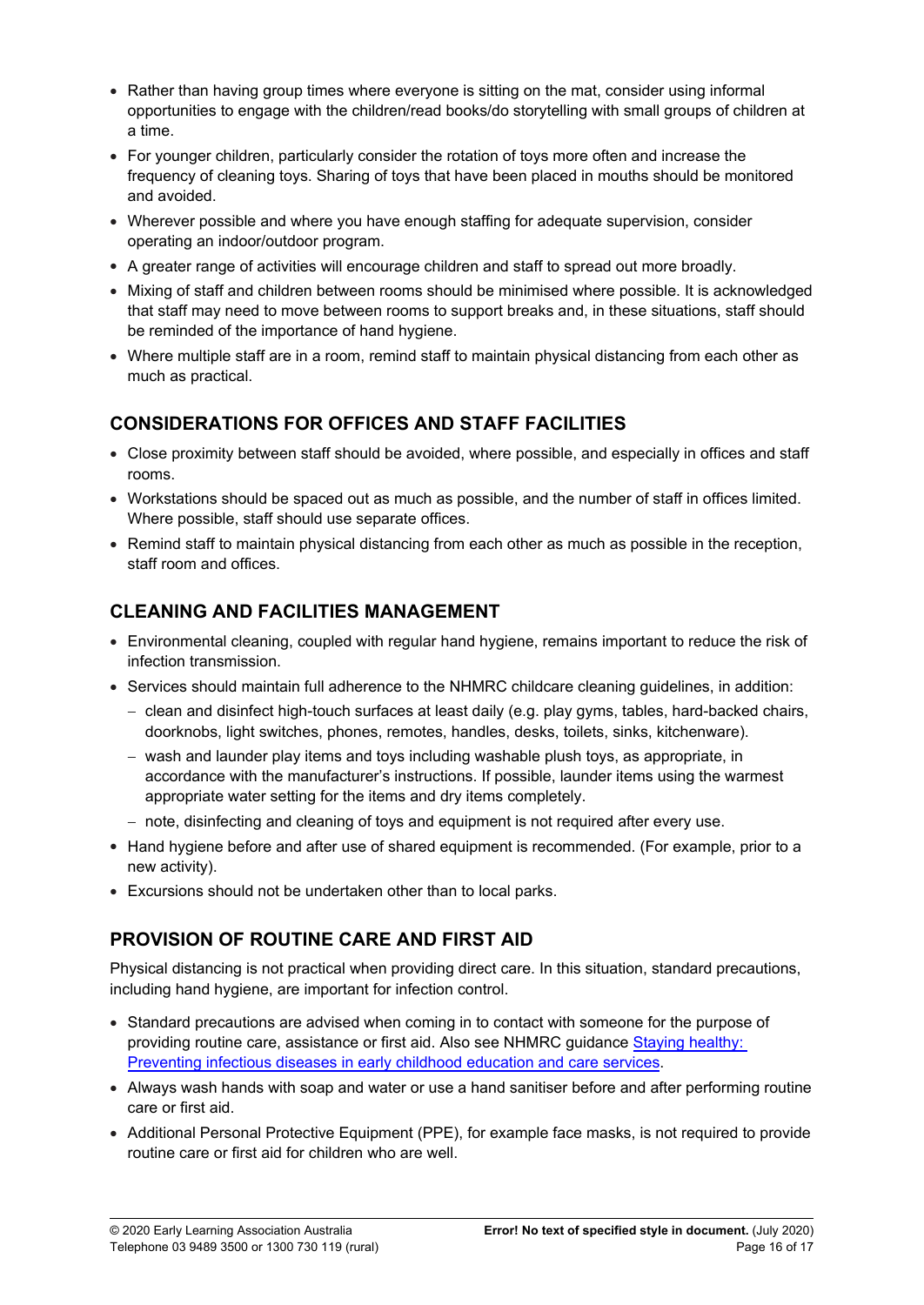- Rather than having group times where everyone is sitting on the mat, consider using informal opportunities to engage with the children/read books/do storytelling with small groups of children at a time.
- For younger children, particularly consider the rotation of toys more often and increase the frequency of cleaning toys. Sharing of toys that have been placed in mouths should be monitored and avoided.
- Wherever possible and where you have enough staffing for adequate supervision, consider operating an indoor/outdoor program.
- A greater range of activities will encourage children and staff to spread out more broadly.
- Mixing of staff and children between rooms should be minimised where possible. It is acknowledged that staff may need to move between rooms to support breaks and, in these situations, staff should be reminded of the importance of hand hygiene.
- Where multiple staff are in a room, remind staff to maintain physical distancing from each other as much as practical.

## CONSIDERATIONS FOR OFFICES AND STAFF FACILITIES

- Close proximity between staff should be avoided, where possible, and especially in offices and staff rooms.
- Workstations should be spaced out as much as possible, and the number of staff in offices limited. Where possible, staff should use separate offices.
- Remind staff to maintain physical distancing from each other as much as possible in the reception, staff room and offices.

## CLEANING AND FACILITIES MANAGEMENT

- Environmental cleaning, coupled with regular hand hygiene, remains important to reduce the risk of infection transmission.
- Services should maintain full adherence to the NHMRC childcare cleaning guidelines, in addition:
  - clean and disinfect high-touch surfaces at least daily (e.g. play gyms, tables, hard-backed chairs, doorknobs, light switches, phones, remotes, handles, desks, toilets, sinks, kitchenware).
  - wash and launder play items and toys including washable plush toys, as appropriate, in accordance with the manufacturer's instructions. If possible, launder items using the warmest appropriate water setting for the items and dry items completely.
  - note, disinfecting and cleaning of toys and equipment is not required after every use.
- Hand hygiene before and after use of shared equipment is recommended. (For example, prior to a new activity).
- Excursions should not be undertaken other than to local parks.

## PROVISION OF ROUTINE CARE AND FIRST AID

Physical distancing is not practical when providing direct care. In this situation, standard precautions, including hand hygiene, are important for infection control.

- Standard precautions are advised when coming in to contact with someone for the purpose of providing routine care, assistance or first aid. Also see NHMRC guidance [Staying healthy: Preventing infectious diseases in early childhood education and care services](#).
- Always wash hands with soap and water or use a hand sanitiser before and after performing routine care or first aid.
- Additional Personal Protective Equipment (PPE), for example face masks, is not required to provide routine care or first aid for children who are well.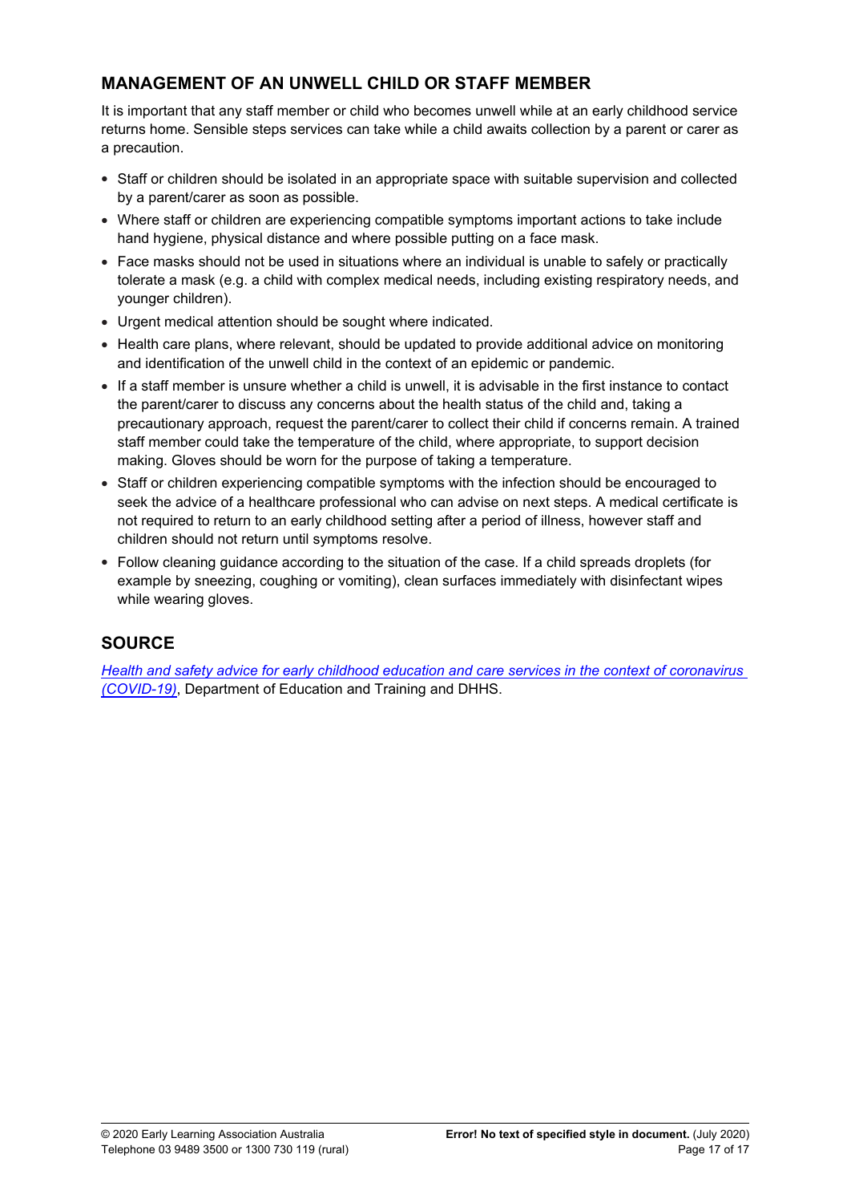## MANAGEMENT OF AN UNWELL CHILD OR STAFF MEMBER

It is important that any staff member or child who becomes unwell while at an early childhood service returns home. Sensible steps services can take while a child awaits collection by a parent or carer as a precaution.

- Staff or children should be isolated in an appropriate space with suitable supervision and collected by a parent/carer as soon as possible.
- Where staff or children are experiencing compatible symptoms important actions to take include hand hygiene, physical distance and where possible putting on a face mask.
- Face masks should not be used in situations where an individual is unable to safely or practically tolerate a mask (e.g. a child with complex medical needs, including existing respiratory needs, and younger children).
- Urgent medical attention should be sought where indicated.
- Health care plans, where relevant, should be updated to provide additional advice on monitoring and identification of the unwell child in the context of an epidemic or pandemic.
- If a staff member is unsure whether a child is unwell, it is advisable in the first instance to contact the parent/carer to discuss any concerns about the health status of the child and, taking a precautionary approach, request the parent/carer to collect their child if concerns remain. A trained staff member could take the temperature of the child, where appropriate, to support decision making. Gloves should be worn for the purpose of taking a temperature.
- Staff or children experiencing compatible symptoms with the infection should be encouraged to seek the advice of a healthcare professional who can advise on next steps. A medical certificate is not required to return to an early childhood setting after a period of illness, however staff and children should not return until symptoms resolve.
- Follow cleaning guidance according to the situation of the case. If a child spreads droplets (for example by sneezing, coughing or vomiting), clean surfaces immediately with disinfectant wipes while wearing gloves.

## SOURCE

*Health and safety advice for early childhood education and care services in the context of coronavirus (COVID-19)*, Department of Education and Training and DHHS.